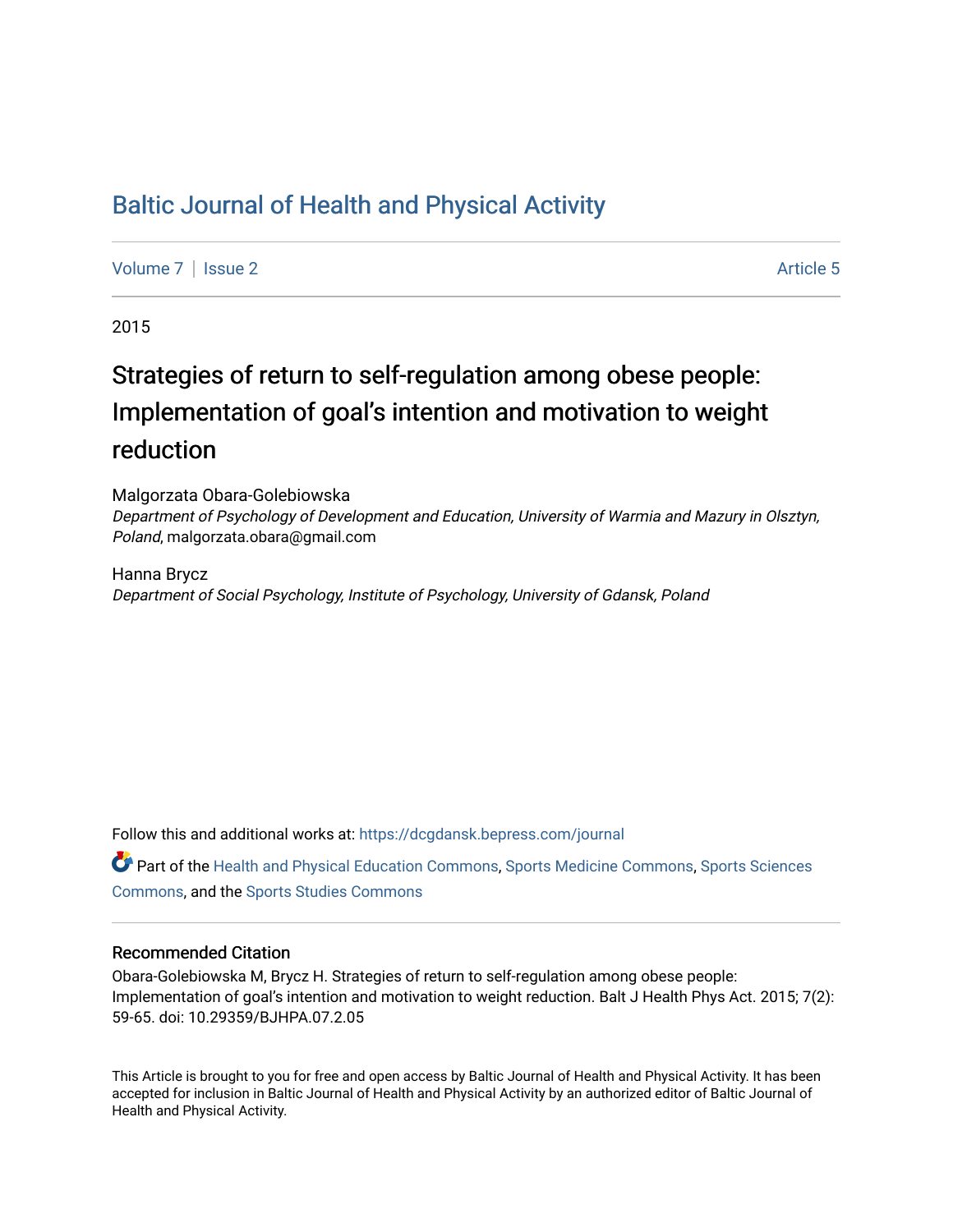# Baltic Journal of Health and Physical Activity

Volume 7 | Issue 2 | Article 5

2015

## Strategies of return to self-regulation among obese people: Implementation of goal's intention and motivation to weight reduction

Malgorzata Obara-Golebiowska
*Department of Psychology of Development and Education, University of Warmia and Mazury in Olsztyn, Poland*, malgorzata.obara@gmail.com

Hanna Brycz
*Department of Social Psychology, Institute of Psychology, University of Gdansk, Poland*

Follow this and additional works at: https://dcgdansk.bepress.com/journal

Part of the Health and Physical Education Commons, Sports Medicine Commons, Sports Sciences Commons, and the Sports Studies Commons

### Recommended Citation

Obara-Golebiowska M, Brycz H. Strategies of return to self-regulation among obese people: Implementation of goal's intention and motivation to weight reduction. Balt J Health Phys Act. 2015; 7(2): 59-65. doi: 10.29359/BJHPA.07.2.05

This Article is brought to you for free and open access by Baltic Journal of Health and Physical Activity. It has been accepted for inclusion in Baltic Journal of Health and Physical Activity by an authorized editor of Baltic Journal of Health and Physical Activity.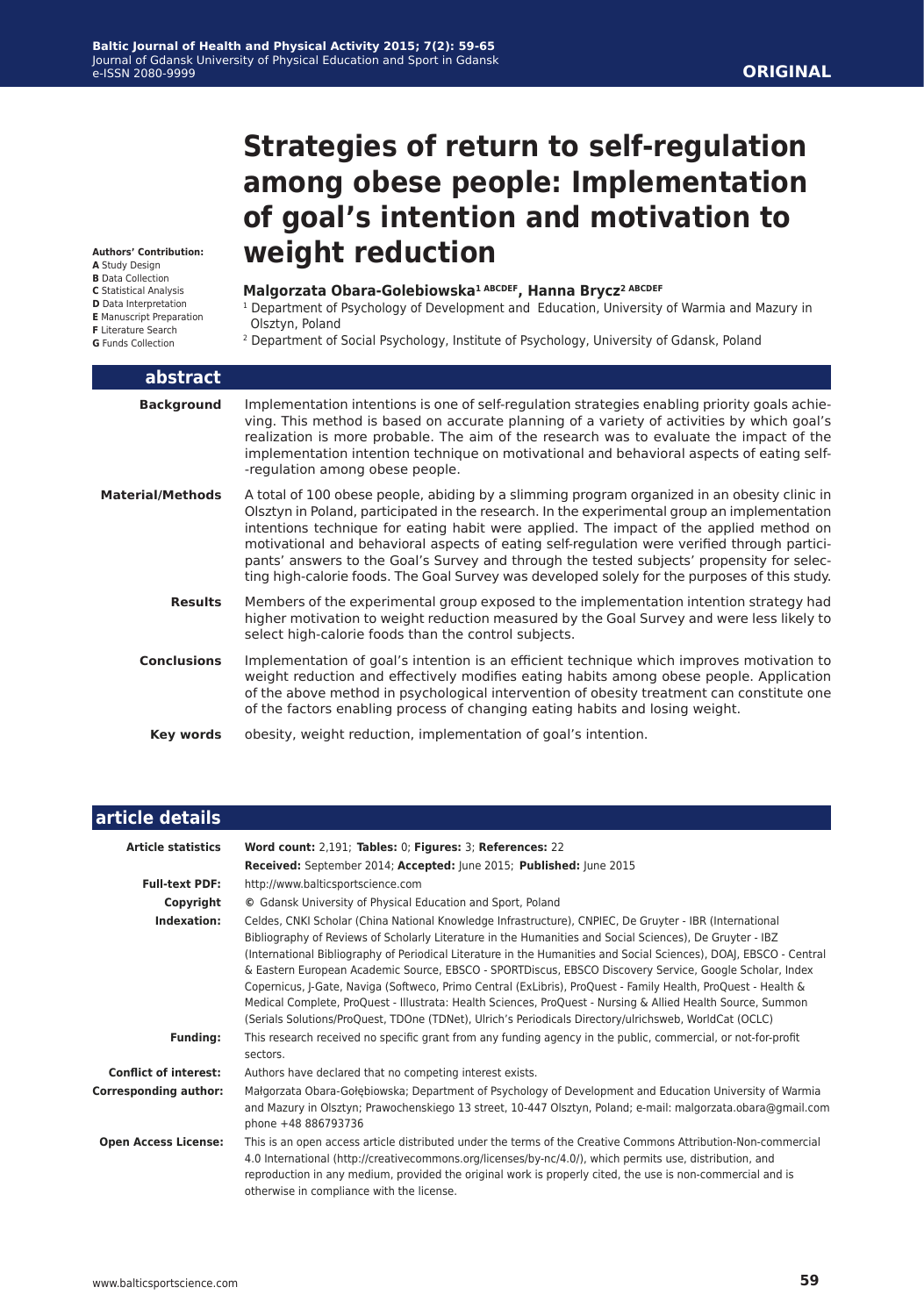**ORIGINAL**

# Strategies of return to self-regulation among obese people: Implementation of goal's intention and motivation to weight reduction

**Authors' Contribution:**
**A** Study Design
**B** Data Collection
**C** Statistical Analysis
**D** Data Interpretation
**E** Manuscript Preparation
**F** Literature Search
**G** Funds Collection

**Malgorzata Obara-Golebiowska[1 ABCDEF], Hanna Brycz[2 ABCDEF]**

[1] Department of Psychology of Development and Education, University of Warmia and Mazury in Olsztyn, Poland
[2] Department of Social Psychology, Institute of Psychology, University of Gdansk, Poland

## abstract

**Background** Implementation intentions is one of self-regulation strategies enabling priority goals achieving. This method is based on accurate planning of a variety of activities by which goal's realization is more probable. The aim of the research was to evaluate the impact of the implementation intention technique on motivational and behavioral aspects of eating self-regulation among obese people.

**Material/Methods** A total of 100 obese people, abiding by a slimming program organized in an obesity clinic in Olsztyn in Poland, participated in the research. In the experimental group an implementation intentions technique for eating habit were applied. The impact of the applied method on motivational and behavioral aspects of eating self-regulation were verified through participants' answers to the Goal's Survey and through the tested subjects' propensity for selecting high-calorie foods. The Goal Survey was developed solely for the purposes of this study.

**Results** Members of the experimental group exposed to the implementation intention strategy had higher motivation to weight reduction measured by the Goal Survey and were less likely to select high-calorie foods than the control subjects.

**Conclusions** Implementation of goal's intention is an efficient technique which improves motivation to weight reduction and effectively modifies eating habits among obese people. Application of the above method in psychological intervention of obesity treatment can constitute one of the factors enabling process of changing eating habits and losing weight.

**Key words** obesity, weight reduction, implementation of goal's intention.

## article details

**Article statistics** **Word count:** 2,191; **Tables:** 0; **Figures:** 3; **References:** 22
**Received:** September 2014; **Accepted:** June 2015; **Published:** June 2015

**Full-text PDF:** http://www.balticsportscience.com

**Copyright** © Gdansk University of Physical Education and Sport, Poland

**Indexation:** Celdes, CNKI Scholar (China National Knowledge Infrastructure), CNPIEC, De Gruyter - IBR (International Bibliography of Reviews of Scholarly Literature in the Humanities and Social Sciences), De Gruyter - IBZ (International Bibliography of Periodical Literature in the Humanities and Social Sciences), DOAJ, EBSCO - Central & Eastern European Academic Source, EBSCO - SPORTDiscus, EBSCO Discovery Service, Google Scholar, Index Copernicus, J-Gate, Naviga (Softweco, Primo Central (ExLibris), ProQuest - Family Health, ProQuest - Health & Medical Complete, ProQuest - Illustrata: Health Sciences, ProQuest - Nursing & Allied Health Source, Summon (Serials Solutions/ProQuest, TDOne (TDNet), Ulrich's Periodicals Directory/ulrichsweb, WorldCat (OCLC)

**Funding:** This research received no specific grant from any funding agency in the public, commercial, or not-for-profit sectors.

**Conflict of interest:** Authors have declared that no competing interest exists.

**Corresponding author:** Małgorzata Obara-Gołębiowska; Department of Psychology of Development and Education University of Warmia and Mazury in Olsztyn; Prawochenskiego 13 street, 10-447 Olsztyn, Poland; e-mail: malgorzata.obara@gmail.com phone +48 886793736

**Open Access License:** This is an open access article distributed under the terms of the Creative Commons Attribution-Non-commercial 4.0 International (http://creativecommons.org/licenses/by-nc/4.0/), which permits use, distribution, and reproduction in any medium, provided the original work is properly cited, the use is non-commercial and is otherwise in compliance with the license.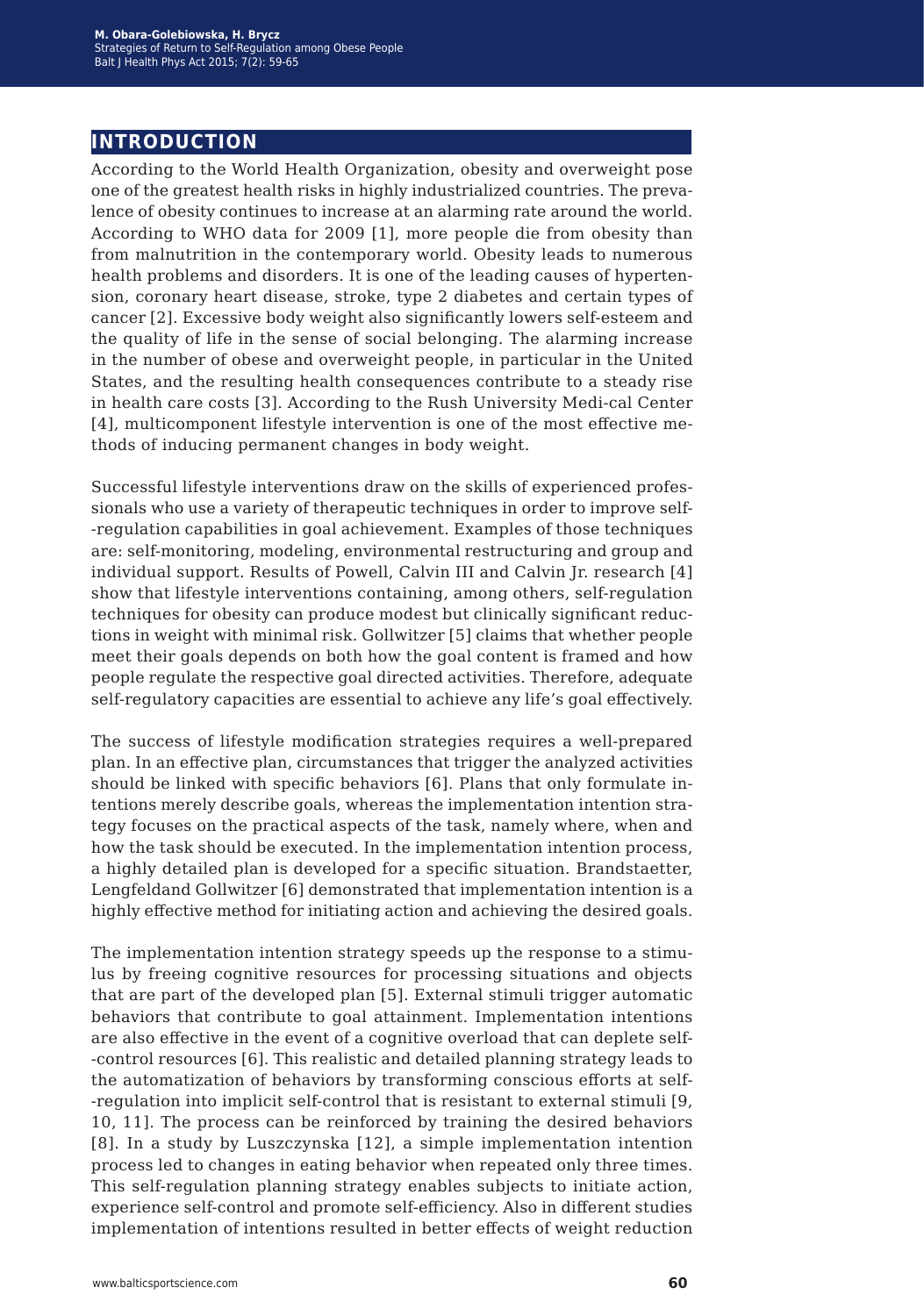## INTRODUCTION

According to the World Health Organization, obesity and overweight pose one of the greatest health risks in highly industrialized countries. The prevalence of obesity continues to increase at an alarming rate around the world. According to WHO data for 2009 [1], more people die from obesity than from malnutrition in the contemporary world. Obesity leads to numerous health problems and disorders. It is one of the leading causes of hypertension, coronary heart disease, stroke, type 2 diabetes and certain types of cancer [2]. Excessive body weight also significantly lowers self-esteem and the quality of life in the sense of social belonging. The alarming increase in the number of obese and overweight people, in particular in the United States, and the resulting health consequences contribute to a steady rise in health care costs [3]. According to the Rush University Medi-cal Center [4], multicomponent lifestyle intervention is one of the most effective methods of inducing permanent changes in body weight.

Successful lifestyle interventions draw on the skills of experienced professionals who use a variety of therapeutic techniques in order to improve self--regulation capabilities in goal achievement. Examples of those techniques are: self-monitoring, modeling, environmental restructuring and group and individual support. Results of Powell, Calvin III and Calvin Jr. research [4] show that lifestyle interventions containing, among others, self-regulation techniques for obesity can produce modest but clinically significant reductions in weight with minimal risk. Gollwitzer [5] claims that whether people meet their goals depends on both how the goal content is framed and how people regulate the respective goal directed activities. Therefore, adequate self-regulatory capacities are essential to achieve any life's goal effectively.

The success of lifestyle modification strategies requires a well-prepared plan. In an effective plan, circumstances that trigger the analyzed activities should be linked with specific behaviors [6]. Plans that only formulate intentions merely describe goals, whereas the implementation intention strategy focuses on the practical aspects of the task, namely where, when and how the task should be executed. In the implementation intention process, a highly detailed plan is developed for a specific situation. Brandstaetter, Lengfeldand Gollwitzer [6] demonstrated that implementation intention is a highly effective method for initiating action and achieving the desired goals.

The implementation intention strategy speeds up the response to a stimulus by freeing cognitive resources for processing situations and objects that are part of the developed plan [5]. External stimuli trigger automatic behaviors that contribute to goal attainment. Implementation intentions are also effective in the event of a cognitive overload that can deplete self--control resources [6]. This realistic and detailed planning strategy leads to the automatization of behaviors by transforming conscious efforts at self--regulation into implicit self-control that is resistant to external stimuli [9, 10, 11]. The process can be reinforced by training the desired behaviors [8]. In a study by Luszczynska [12], a simple implementation intention process led to changes in eating behavior when repeated only three times. This self-regulation planning strategy enables subjects to initiate action, experience self-control and promote self-efficiency. Also in different studies implementation of intentions resulted in better effects of weight reduction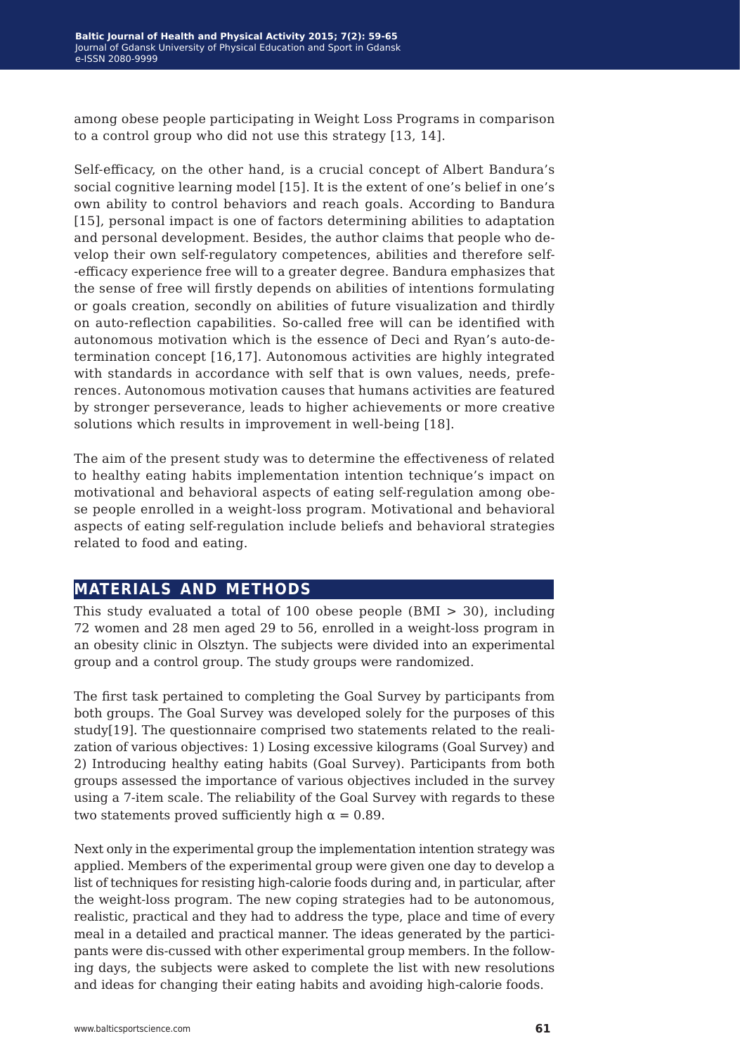among obese people participating in Weight Loss Programs in comparison to a control group who did not use this strategy [13, 14].

Self-efficacy, on the other hand, is a crucial concept of Albert Bandura's social cognitive learning model [15]. It is the extent of one's belief in one's own ability to control behaviors and reach goals. According to Bandura [15], personal impact is one of factors determining abilities to adaptation and personal development. Besides, the author claims that people who develop their own self-regulatory competences, abilities and therefore self--efficacy experience free will to a greater degree. Bandura emphasizes that the sense of free will firstly depends on abilities of intentions formulating or goals creation, secondly on abilities of future visualization and thirdly on auto-reflection capabilities. So-called free will can be identified with autonomous motivation which is the essence of Deci and Ryan's auto-determination concept [16,17]. Autonomous activities are highly integrated with standards in accordance with self that is own values, needs, preferences. Autonomous motivation causes that humans activities are featured by stronger perseverance, leads to higher achievements or more creative solutions which results in improvement in well-being [18].

The aim of the present study was to determine the effectiveness of related to healthy eating habits implementation intention technique's impact on motivational and behavioral aspects of eating self-regulation among obese people enrolled in a weight-loss program. Motivational and behavioral aspects of eating self-regulation include beliefs and behavioral strategies related to food and eating.

## MATERIALS AND METHODS

This study evaluated a total of 100 obese people (BMI > 30), including 72 women and 28 men aged 29 to 56, enrolled in a weight-loss program in an obesity clinic in Olsztyn. The subjects were divided into an experimental group and a control group. The study groups were randomized.

The first task pertained to completing the Goal Survey by participants from both groups. The Goal Survey was developed solely for the purposes of this study[19]. The questionnaire comprised two statements related to the realization of various objectives: 1) Losing excessive kilograms (Goal Survey) and 2) Introducing healthy eating habits (Goal Survey). Participants from both groups assessed the importance of various objectives included in the survey using a 7-item scale. The reliability of the Goal Survey with regards to these two statements proved sufficiently high $\alpha = 0.89$.

Next only in the experimental group the implementation intention strategy was applied. Members of the experimental group were given one day to develop a list of techniques for resisting high-calorie foods during and, in particular, after the weight-loss program. The new coping strategies had to be autonomous, realistic, practical and they had to address the type, place and time of every meal in a detailed and practical manner. The ideas generated by the participants were dis-cussed with other experimental group members. In the following days, the subjects were asked to complete the list with new resolutions and ideas for changing their eating habits and avoiding high-calorie foods.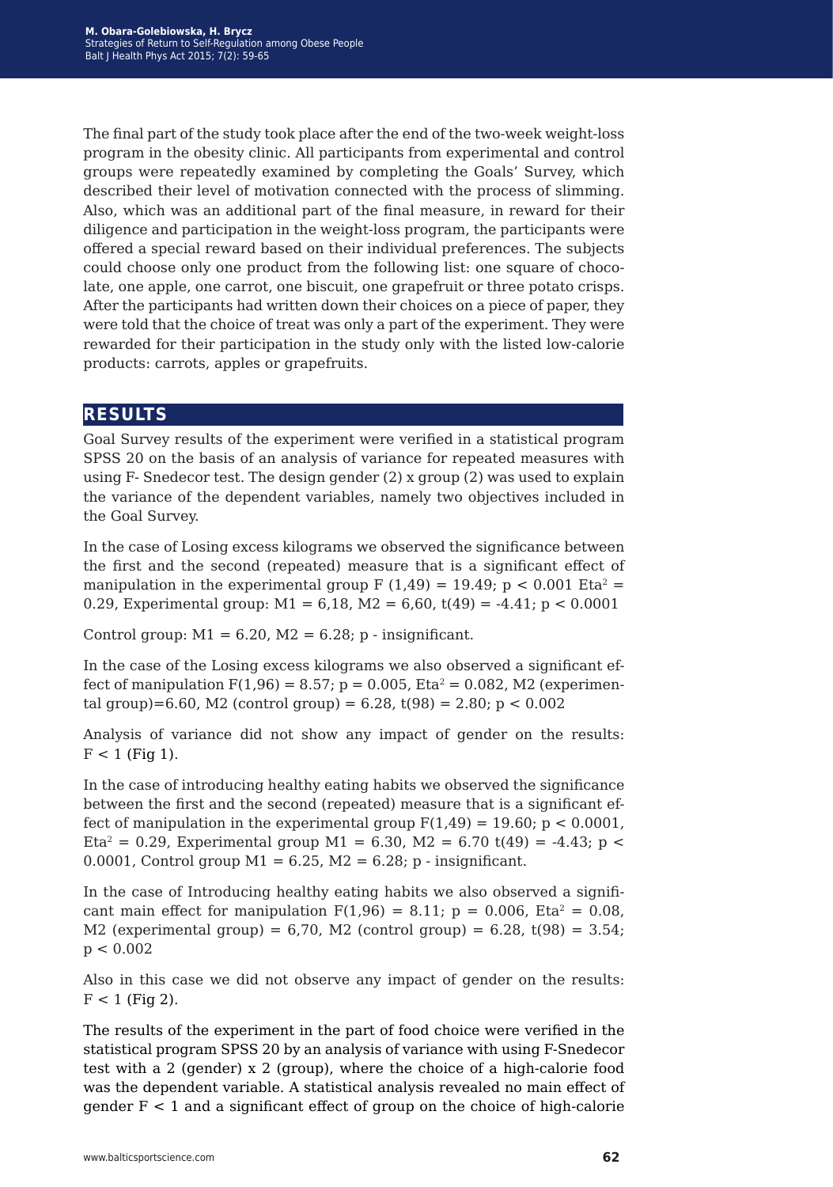The final part of the study took place after the end of the two-week weight-loss program in the obesity clinic. All participants from experimental and control groups were repeatedly examined by completing the Goals' Survey, which described their level of motivation connected with the process of slimming. Also, which was an additional part of the final measure, in reward for their diligence and participation in the weight-loss program, the participants were offered a special reward based on their individual preferences. The subjects could choose only one product from the following list: one square of chocolate, one apple, one carrot, one biscuit, one grapefruit or three potato crisps. After the participants had written down their choices on a piece of paper, they were told that the choice of treat was only a part of the experiment. They were rewarded for their participation in the study only with the listed low-calorie products: carrots, apples or grapefruits.

## RESULTS

Goal Survey results of the experiment were verified in a statistical program SPSS 20 on the basis of an analysis of variance for repeated measures with using F- Snedecor test. The design gender (2) x group (2) was used to explain the variance of the dependent variables, namely two objectives included in the Goal Survey.

In the case of Losing excess kilograms we observed the significance between the first and the second (repeated) measure that is a significant effect of manipulation in the experimental group $F(1,49) = 19.49$; $p < 0.001$ $Eta^2 = 0.29$, Experimental group: $M1 = 6{,}18$, $M2 = 6{,}60$, $t(49) = -4.41$; $p < 0.0001$

Control group: $M1 = 6.20$, $M2 = 6.28$; p - insignificant.

In the case of the Losing excess kilograms we also observed a significant effect of manipulation $F(1,96) = 8.57$; $p = 0.005$, $Eta^2 = 0.082$, M2 (experimental group)=6.60, M2 (control group) = 6.28, $t(98) = 2.80$; $p < 0.002$

Analysis of variance did not show any impact of gender on the results: $F < 1$ (Fig 1).

In the case of introducing healthy eating habits we observed the significance between the first and the second (repeated) measure that is a significant effect of manipulation in the experimental group $F(1,49) = 19.60$; $p < 0.0001$, $Eta^2 = 0.29$, Experimental group $M1 = 6.30$, $M2 = 6.70$ $t(49) = -4.43$; $p < 0.0001$, Control group $M1 = 6.25$, $M2 = 6.28$; p - insignificant.

In the case of Introducing healthy eating habits we also observed a significant main effect for manipulation $F(1,96) = 8.11$; $p = 0.006$, $Eta^2 = 0.08$, M2 (experimental group) = 6,70, M2 (control group) = 6.28, $t(98) = 3.54$; $p < 0.002$

Also in this case we did not observe any impact of gender on the results: $F < 1$ (Fig 2).

The results of the experiment in the part of food choice were verified in the statistical program SPSS 20 by an analysis of variance with using F-Snedecor test with a 2 (gender) x 2 (group), where the choice of a high-calorie food was the dependent variable. A statistical analysis revealed no main effect of gender $F < 1$ and a significant effect of group on the choice of high-calorie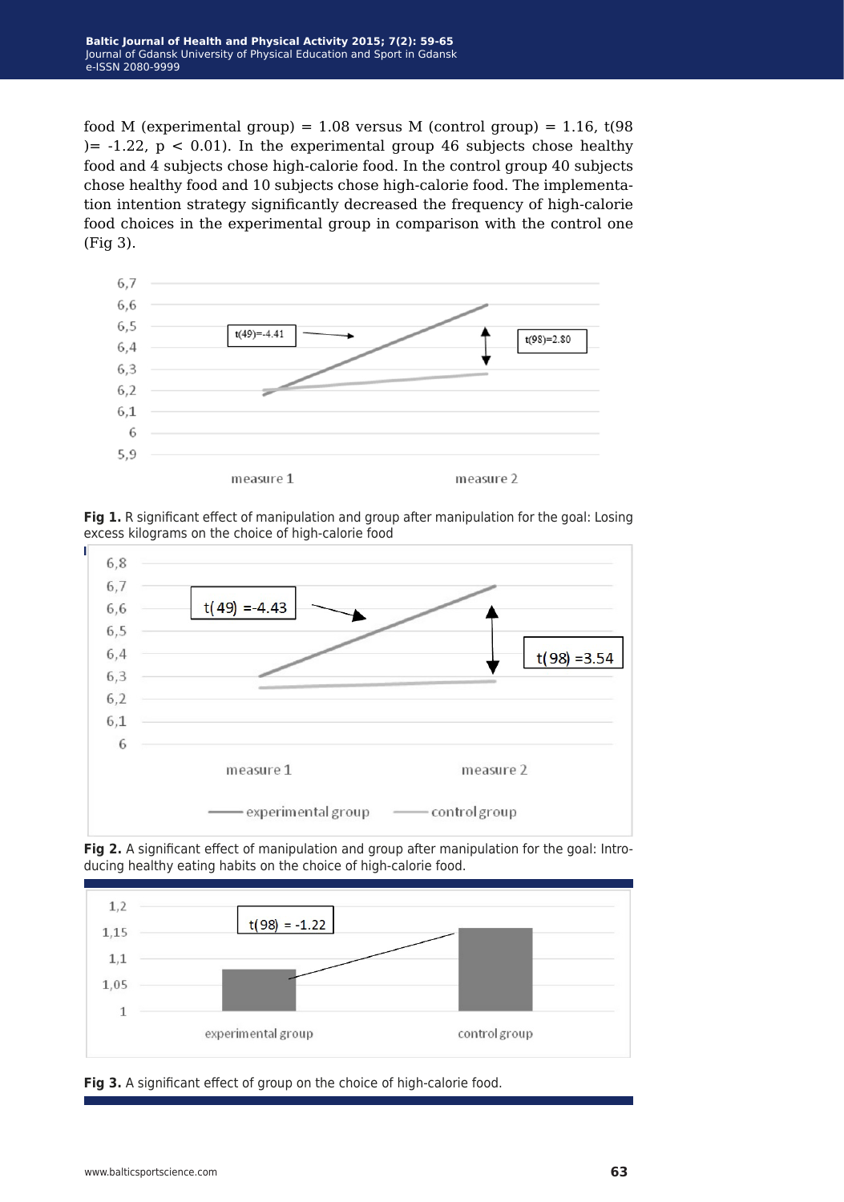food M (experimental group) = 1.08 versus M (control group) = 1.16, $t(98) = -1.22$, $p < 0.01$). In the experimental group 46 subjects chose healthy food and 4 subjects chose high-calorie food. In the control group 40 subjects chose healthy food and 10 subjects chose high-calorie food. The implementation intention strategy significantly decreased the frequency of high-calorie food choices in the experimental group in comparison with the control one (Fig 3).

**Fig 1.** R significant effect of manipulation and group after manipulation for the goal: Losing excess kilograms on the choice of high-calorie food

**Fig 2.** A significant effect of manipulation and group after manipulation for the goal: Introducing healthy eating habits on the choice of high-calorie food.

**Fig 3.** A significant effect of group on the choice of high-calorie food.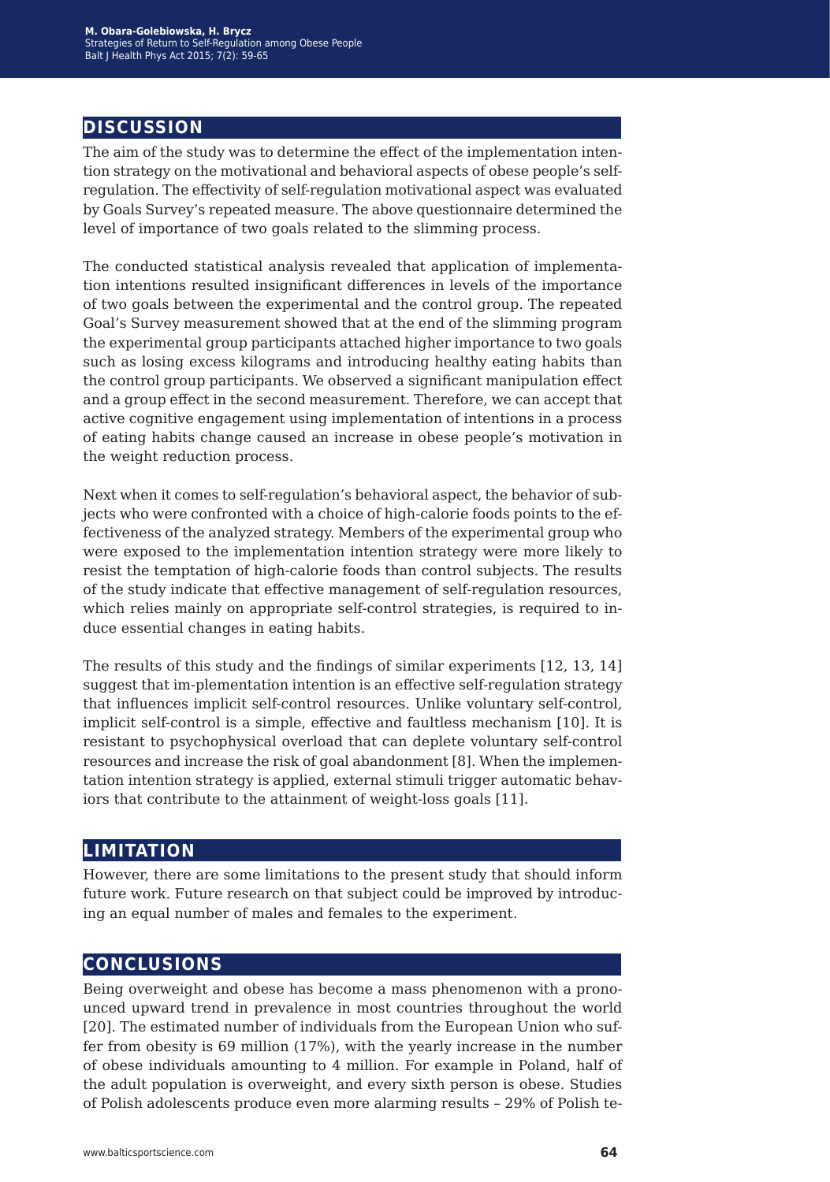## DISCUSSION

The aim of the study was to determine the effect of the implementation intention strategy on the motivational and behavioral aspects of obese people's self-regulation. The effectivity of self-regulation motivational aspect was evaluated by Goals Survey's repeated measure. The above questionnaire determined the level of importance of two goals related to the slimming process.

The conducted statistical analysis revealed that application of implementation intentions resulted insignificant differences in levels of the importance of two goals between the experimental and the control group. The repeated Goal's Survey measurement showed that at the end of the slimming program the experimental group participants attached higher importance to two goals such as losing excess kilograms and introducing healthy eating habits than the control group participants. We observed a significant manipulation effect and a group effect in the second measurement. Therefore, we can accept that active cognitive engagement using implementation of intentions in a process of eating habits change caused an increase in obese people's motivation in the weight reduction process.

Next when it comes to self-regulation's behavioral aspect, the behavior of subjects who were confronted with a choice of high-calorie foods points to the effectiveness of the analyzed strategy. Members of the experimental group who were exposed to the implementation intention strategy were more likely to resist the temptation of high-calorie foods than control subjects. The results of the study indicate that effective management of self-regulation resources, which relies mainly on appropriate self-control strategies, is required to induce essential changes in eating habits.

The results of this study and the findings of similar experiments [12, 13, 14] suggest that im-plementation intention is an effective self-regulation strategy that influences implicit self-control resources. Unlike voluntary self-control, implicit self-control is a simple, effective and faultless mechanism [10]. It is resistant to psychophysical overload that can deplete voluntary self-control resources and increase the risk of goal abandonment [8]. When the implementation intention strategy is applied, external stimuli trigger automatic behaviors that contribute to the attainment of weight-loss goals [11].

## LIMITATION

However, there are some limitations to the present study that should inform future work. Future research on that subject could be improved by introducing an equal number of males and females to the experiment.

## CONCLUSIONS

Being overweight and obese has become a mass phenomenon with a pronounced upward trend in prevalence in most countries throughout the world [20]. The estimated number of individuals from the European Union who suffer from obesity is 69 million (17%), with the yearly increase in the number of obese individuals amounting to 4 million. For example in Poland, half of the adult population is overweight, and every sixth person is obese. Studies of Polish adolescents produce even more alarming results – 29% of Polish te-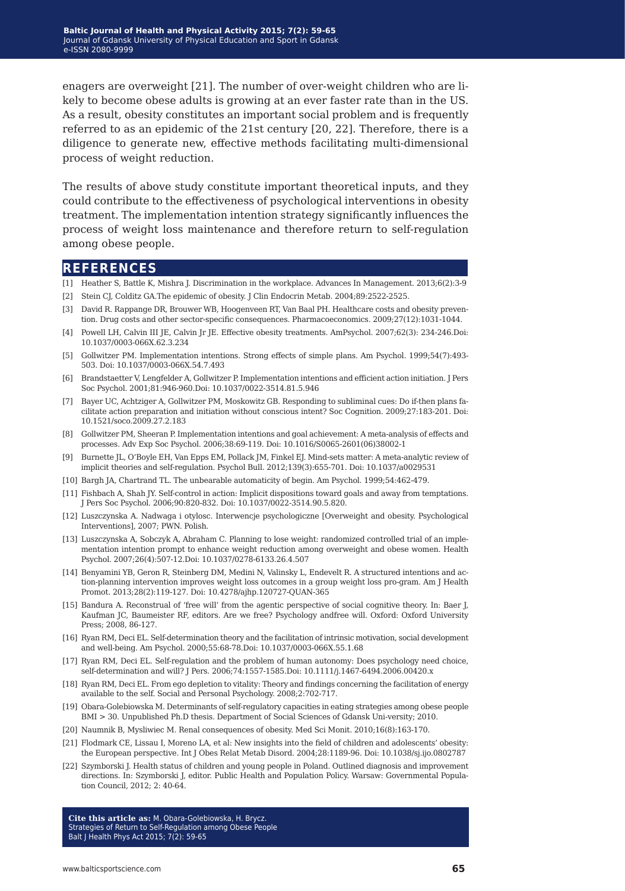enagers are overweight [21]. The number of over-weight children who are likely to become obese adults is growing at an ever faster rate than in the US. As a result, obesity constitutes an important social problem and is frequently referred to as an epidemic of the 21st century [20, 22]. Therefore, there is a diligence to generate new, effective methods facilitating multi-dimensional process of weight reduction.

The results of above study constitute important theoretical inputs, and they could contribute to the effectiveness of psychological interventions in obesity treatment. The implementation intention strategy significantly influences the process of weight loss maintenance and therefore return to self-regulation among obese people.

## REFERENCES

[1] Heather S, Battle K, Mishra J. Discrimination in the workplace. Advances In Management. 2013;6(2):3-9

[2] Stein CJ, Colditz GA.The epidemic of obesity. J Clin Endocrin Metab. 2004;89:2522-2525.

[3] David R. Rappange DR, Brouwer WB, Hoogenveen RT, Van Baal PH. Healthcare costs and obesity prevention. Drug costs and other sector-specific consequences. Pharmacoeconomics. 2009;27(12):1031-1044.

[4] Powell LH, Calvin III JE, Calvin Jr JE. Effective obesity treatments. AmPsychol. 2007;62(3): 234-246.Doi: 10.1037/0003-066X.62.3.234

[5] Gollwitzer PM. Implementation intentions. Strong effects of simple plans. Am Psychol. 1999;54(7):493-503. Doi: 10.1037/0003-066X.54.7.493

[6] Brandstaetter V, Lengfelder A, Gollwitzer P. Implementation intentions and efficient action initiation. J Pers Soc Psychol. 2001;81:946-960.Doi: 10.1037/0022-3514.81.5.946

[7] Bayer UC, Achtziger A, Gollwitzer PM, Moskowitz GB. Responding to subliminal cues: Do if-then plans facilitate action preparation and initiation without conscious intent? Soc Cognition. 2009;27:183-201. Doi: 10.1521/soco.2009.27.2.183

[8] Gollwitzer PM, Sheeran P. Implementation intentions and goal achievement: A meta-analysis of effects and processes. Adv Exp Soc Psychol. 2006;38:69-119. Doi: 10.1016/S0065-2601(06)38002-1

[9] Burnette JL, O'Boyle EH, Van Epps EM, Pollack JM, Finkel EJ. Mind-sets matter: A meta-analytic review of implicit theories and self-regulation. Psychol Bull. 2012;139(3):655-701. Doi: 10.1037/a0029531

[10] Bargh JA, Chartrand TL. The unbearable automaticity of begin. Am Psychol. 1999;54:462-479.

[11] Fishbach A, Shah JY. Self-control in action: Implicit dispositions toward goals and away from temptations. J Pers Soc Psychol. 2006;90:820-832. Doi: 10.1037/0022-3514.90.5.820.

[12] Luszczynska A. Nadwaga i otylosc. Interwencje psychologiczne [Overweight and obesity. Psychological Interventions], 2007; PWN. Polish.

[13] Luszczynska A, Sobczyk A, Abraham C. Planning to lose weight: randomized controlled trial of an implementation intention prompt to enhance weight reduction among overweight and obese women. Health Psychol. 2007;26(4):507-12.Doi: 10.1037/0278-6133.26.4.507

[14] Benyamini YB, Geron R, Steinberg DM, Medini N, Valinsky L, Endevelt R. A structured intentions and action-planning intervention improves weight loss outcomes in a group weight loss pro-gram. Am J Health Promot. 2013;28(2):119-127. Doi: 10.4278/ajhp.120727-QUAN-365

[15] Bandura A. Reconstrual of 'free will' from the agentic perspective of social cognitive theory. In: Baer J, Kaufman JC, Baumeister RF, editors. Are we free? Psychology andfree will. Oxford: Oxford University Press; 2008, 86-127.

[16] Ryan RM, Deci EL. Self-determination theory and the facilitation of intrinsic motivation, social development and well-being. Am Psychol. 2000;55:68-78.Doi: 10.1037/0003-066X.55.1.68

[17] Ryan RM, Deci EL. Self-regulation and the problem of human autonomy: Does psychology need choice, self-determination and will? J Pers. 2006;74:1557-1585.Doi: 10.1111/j.1467-6494.2006.00420.x

[18] Ryan RM, Deci EL. From ego depletion to vitality: Theory and findings concerning the facilitation of energy available to the self. Social and Personal Psychology. 2008;2:702-717.

[19] Obara-Golebiowska M. Determinants of self-regulatory capacities in eating strategies among obese people BMI > 30. Unpublished Ph.D thesis. Department of Social Sciences of Gdansk Uni-versity; 2010.

[20] Naumnik B, Mysliwiec M. Renal consequences of obesity. Med Sci Monit. 2010;16(8):163-170.

[21] Flodmark CE, Lissau I, Moreno LA, et al: New insights into the field of children and adolescents' obesity: the European perspective. Int J Obes Relat Metab Disord. 2004;28:1189-96. Doi: 10.1038/sj.ijo.0802787

[22] Szymborski J. Health status of children and young people in Poland. Outlined diagnosis and improvement directions. In: Szymborski J, editor. Public Health and Population Policy. Warsaw: Governmental Population Council, 2012; 2: 40-64.

**Cite this article as:** M. Obara-Golebiowska, H. Brycz.
Strategies of Return to Self-Regulation among Obese People
Balt J Health Phys Act 2015; 7(2): 59-65